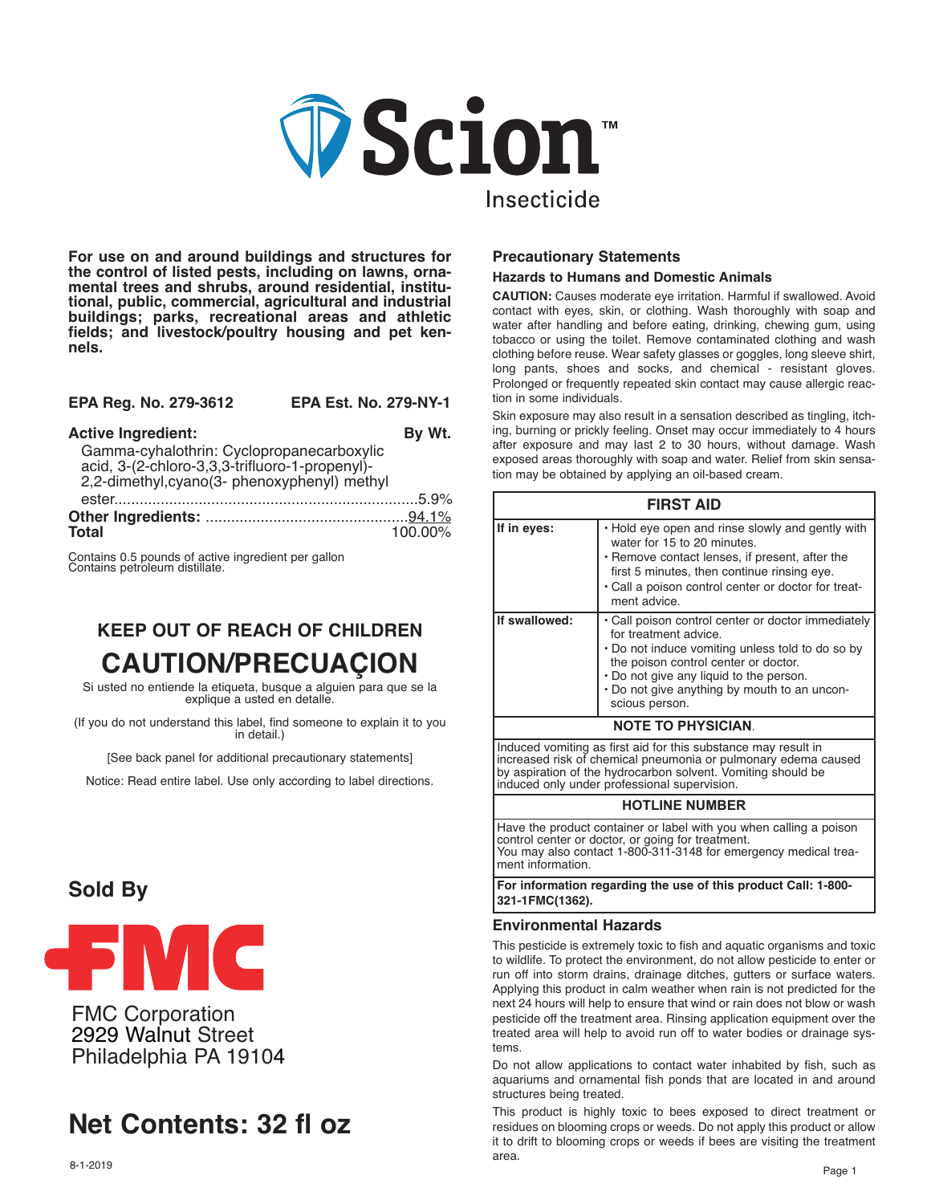# Scion™

Insecticide

**For use on and around buildings and structures for the control of listed pests, including on lawns, ornamental trees and shrubs, around residential, institutional, public, commercial, agricultural and industrial buildings; parks, recreational areas and athletic fields; and livestock/poultry housing and pet kennels.**

**EPA Reg. No. 279-3612** **EPA Est. No. 279-NY-1**

| **Active Ingredient:** | **By Wt.** |
|---|---|
| Gamma-cyhalothrin: Cyclopropanecarboxylic acid, 3-(2-chloro-3,3,3-trifluoro-1-propenyl)-2,2-dimethyl,cyano(3- phenoxyphenyl) methyl ester | 5.9% |
| **Other Ingredients:** | 94.1% |
| **Total** | 100.00% |

Contains 0.5 pounds of active ingredient per gallon
Contains petroleum distillate.

## KEEP OUT OF REACH OF CHILDREN

## CAUTION/PRECUAÇION

Si usted no entiende la etiqueta, busque a alguien para que se la explique a usted en detalle.

(If you do not understand this label, find someone to explain it to you in detail.)

[See back panel for additional precautionary statements]

Notice: Read entire label. Use only according to label directions.

## Sold By

FMC

FMC Corporation
2929 Walnut Street
Philadelphia PA 19104

## Net Contents: 32 fl oz

8-1-2019

## Precautionary Statements

### Hazards to Humans and Domestic Animals

**CAUTION:** Causes moderate eye irritation. Harmful if swallowed. Avoid contact with eyes, skin, or clothing. Wash thoroughly with soap and water after handling and before eating, drinking, chewing gum, using tobacco or using the toilet. Remove contaminated clothing and wash clothing before reuse. Wear safety glasses or goggles, long sleeve shirt, long pants, shoes and socks, and chemical - resistant gloves. Prolonged or frequently repeated skin contact may cause allergic reaction in some individuals.

Skin exposure may also result in a sensation described as tingling, itching, burning or prickly feeling. Onset may occur immediately to 4 hours after exposure and may last 2 to 30 hours, without damage. Wash exposed areas thoroughly with soap and water. Relief from skin sensation may be obtained by applying an oil-based cream.

| **FIRST AID** | |
|---|---|
| **If in eyes:** | • Hold eye open and rinse slowly and gently with water for 15 to 20 minutes.<br>• Remove contact lenses, if present, after the first 5 minutes, then continue rinsing eye.<br>• Call a poison control center or doctor for treatment advice. |
| **If swallowed:** | • Call poison control center or doctor immediately for treatment advice.<br>• Do not induce vomiting unless told to do so by the poison control center or doctor.<br>• Do not give any liquid to the person.<br>• Do not give anything by mouth to an unconscious person. |
| **NOTE TO PHYSICIAN.** | |
| Induced vomiting as first aid for this substance may result in increased risk of chemical pneumonia or pulmonary edema caused by aspiration of the hydrocarbon solvent. Vomiting should be induced only under professional supervision. | |
| **HOTLINE NUMBER** | |
| Have the product container or label with you when calling a poison control center or doctor, or going for treatment. You may also contact 1-800-311-3148 for emergency medical treatment information. | |
| **For information regarding the use of this product Call: 1-800-321-1FMC(1362).** | |

### Environmental Hazards

This pesticide is extremely toxic to fish and aquatic organisms and toxic to wildlife. To protect the environment, do not allow pesticide to enter or run off into storm drains, drainage ditches, gutters or surface waters. Applying this product in calm weather when rain is not predicted for the next 24 hours will help to ensure that wind or rain does not blow or wash pesticide off the treatment area. Rinsing application equipment over the treated area will help to avoid run off to water bodies or drainage systems.

Do not allow applications to contact water inhabited by fish, such as aquariums and ornamental fish ponds that are located in and around structures being treated.

This product is highly toxic to bees exposed to direct treatment or residues on blooming crops or weeds. Do not apply this product or allow it to drift to blooming crops or weeds if bees are visiting the treatment area.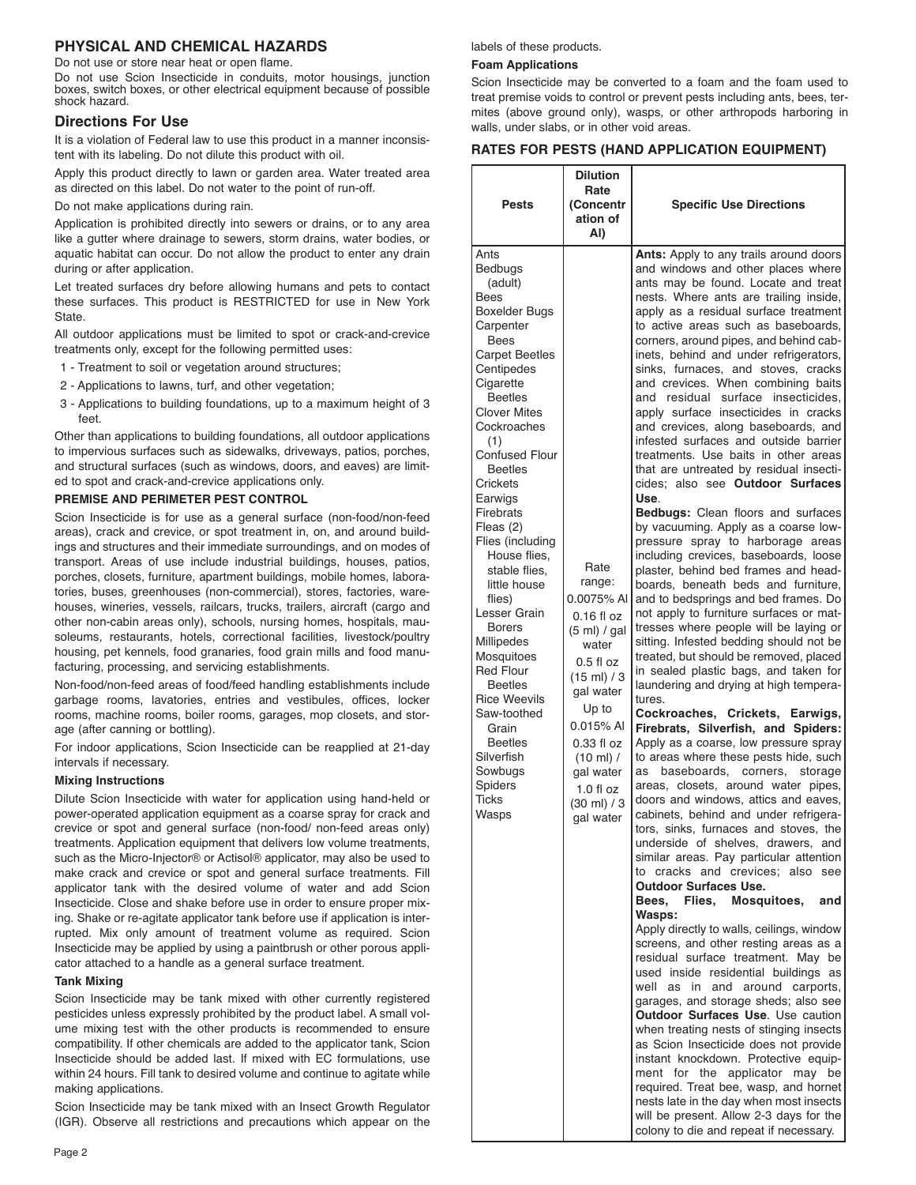## PHYSICAL AND CHEMICAL HAZARDS

Do not use or store near heat or open flame.

Do not use Scion Insecticide in conduits, motor housings, junction boxes, switch boxes, or other electrical equipment because of possible shock hazard.

## Directions For Use

It is a violation of Federal law to use this product in a manner inconsistent with its labeling. Do not dilute this product with oil.

Apply this product directly to lawn or garden area. Water treated area as directed on this label. Do not water to the point of run-off.

Do not make applications during rain.

Application is prohibited directly into sewers or drains, or to any area like a gutter where drainage to sewers, storm drains, water bodies, or aquatic habitat can occur. Do not allow the product to enter any drain during or after application.

Let treated surfaces dry before allowing humans and pets to contact these surfaces. This product is RESTRICTED for use in New York State.

All outdoor applications must be limited to spot or crack-and-crevice treatments only, except for the following permitted uses:

1 - Treatment to soil or vegetation around structures;

2 - Applications to lawns, turf, and other vegetation;

3 - Applications to building foundations, up to a maximum height of 3 feet.

Other than applications to building foundations, all outdoor applications to impervious surfaces such as sidewalks, driveways, patios, porches, and structural surfaces (such as windows, doors, and eaves) are limited to spot and crack-and-crevice applications only.

### PREMISE AND PERIMETER PEST CONTROL

Scion Insecticide is for use as a general surface (non-food/non-feed areas), crack and crevice, or spot treatment in, on, and around buildings and structures and their immediate surroundings, and on modes of transport. Areas of use include industrial buildings, houses, patios, porches, closets, furniture, apartment buildings, mobile homes, laboratories, buses, greenhouses (non-commercial), stores, factories, warehouses, wineries, vessels, railcars, trucks, trailers, aircraft (cargo and other non-cabin areas only), schools, nursing homes, hospitals, mausoleums, restaurants, hotels, correctional facilities, livestock/poultry housing, pet kennels, food granaries, food grain mills and food manufacturing, processing, and servicing establishments.

Non-food/non-feed areas of food/feed handling establishments include garbage rooms, lavatories, entries and vestibules, offices, locker rooms, machine rooms, boiler rooms, garages, mop closets, and storage (after canning or bottling).

For indoor applications, Scion Insecticide can be reapplied at 21-day intervals if necessary.

#### Mixing Instructions

Dilute Scion Insecticide with water for application using hand-held or power-operated application equipment as a coarse spray for crack and crevice or spot and general surface (non-food/ non-feed areas only) treatments. Application equipment that delivers low volume treatments, such as the Micro-Injector® or Actisol® applicator, may also be used to make crack and crevice or spot and general surface treatments. Fill applicator tank with the desired volume of water and add Scion Insecticide. Close and shake before use in order to ensure proper mixing. Shake or re-agitate applicator tank before use if application is interrupted. Mix only amount of treatment volume as required. Scion Insecticide may be applied by using a paintbrush or other porous applicator attached to a handle as a general surface treatment.

#### Tank Mixing

Scion Insecticide may be tank mixed with other currently registered pesticides unless expressly prohibited by the product label. A small volume mixing test with the other products is recommended to ensure compatibility. If other chemicals are added to the applicator tank, Scion Insecticide should be added last. If mixed with EC formulations, use within 24 hours. Fill tank to desired volume and continue to agitate while making applications.

Scion Insecticide may be tank mixed with an Insect Growth Regulator (IGR). Observe all restrictions and precautions which appear on the labels of these products.

#### Foam Applications

Scion Insecticide may be converted to a foam and the foam used to treat premise voids to control or prevent pests including ants, bees, termites (above ground only), wasps, or other arthropods harboring in walls, under slabs, or in other void areas.

### RATES FOR PESTS (HAND APPLICATION EQUIPMENT)

| Pests | Dilution Rate (Concentration of AI) | Specific Use Directions |
|---|---|---|
| Ants<br>Bedbugs (adult)<br>Bees<br>Boxelder Bugs<br>Carpenter Bees<br>Carpet Beetles<br>Centipedes<br>Cigarette Beetles<br>Clover Mites<br>Cockroaches (1)<br>Confused Flour Beetles<br>Crickets<br>Earwigs<br>Firebrats<br>Fleas (2)<br>Flies (including House flies, stable flies, little house flies)<br>Lesser Grain Borers<br>Millipedes<br>Mosquitoes<br>Red Flour Beetles<br>Rice Weevils<br>Saw-toothed Grain Beetles<br>Silverfish<br>Sowbugs<br>Spiders<br>Ticks<br>Wasps | Rate range:<br>0.0075% AI<br>0.16 fl oz (5 ml) / gal water<br>0.5 fl oz (15 ml) / 3 gal water<br>Up to 0.015% AI<br>0.33 fl oz (10 ml) / gal water<br>1.0 fl oz (30 ml) / 3 gal water | **Ants:** Apply to any trails around doors and windows and other places where ants may be found. Locate and treat nests. Where ants are trailing inside, apply as a residual surface treatment to active areas such as baseboards, corners, around pipes, and behind cabinets, behind and under refrigerators, sinks, furnaces, and stoves, cracks and crevices. When combining baits and residual surface insecticides, apply surface insecticides in cracks and crevices, along baseboards, and infested surfaces and outside barrier treatments. Use baits in other areas that are untreated by residual insecticides; also see **Outdoor Surfaces Use**.<br>**Bedbugs:** Clean floors and surfaces by vacuuming. Apply as a coarse low-pressure spray to harborage areas including crevices, baseboards, loose plaster, behind bed frames and headboards, beneath beds and furniture, and to bedsprings and bed frames. Do not apply to furniture surfaces or mattresses where people will be laying or sitting. Infested bedding should not be treated, but should be removed, placed in sealed plastic bags, and taken for laundering and drying at high temperatures.<br>**Cockroaches, Crickets, Earwigs, Firebrats, Silverfish, and Spiders:** Apply as a coarse, low pressure spray to areas where these pests hide, such as baseboards, corners, storage areas, closets, around water pipes, doors and windows, attics and eaves, cabinets, behind and under refrigerators, sinks, furnaces and stoves, the underside of shelves, drawers, and similar areas. Pay particular attention to cracks and crevices; also see **Outdoor Surfaces Use.**<br>**Bees, Flies, Mosquitoes, and Wasps:**<br>Apply directly to walls, ceilings, window screens, and other resting areas as a residual surface treatment. May be used inside residential buildings as well as in and around carports, garages, and storage sheds; also see **Outdoor Surfaces Use**. Use caution when treating nests of stinging insects as Scion Insecticide does not provide instant knockdown. Protective equipment for the applicator may be required. Treat bee, wasp, and hornet nests late in the day when most insects will be present. Allow 2-3 days for the colony to die and repeat if necessary. |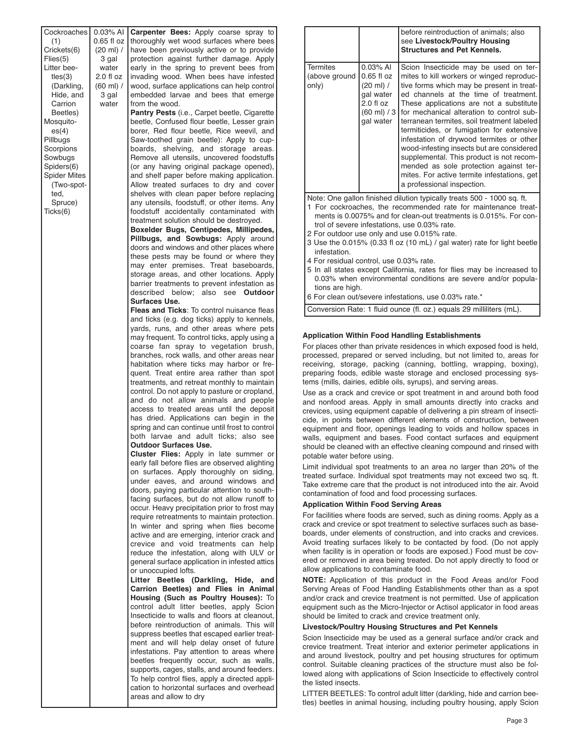| | | |
|---|---|---|
| Cockroaches (1)<br>Crickets(6)<br>Flies(5)<br>Litter beetles(3) (Darkling, Hide, and Carrion Beetles)<br>Mosquitoes(4)<br>Pillbugs<br>Scorpions<br>Sowbugs<br>Spiders(6)<br>Spider Mites (Two-spotted, Spruce)<br>Ticks(6) | 0.03% AI<br>0.65 fl oz (20 ml) / 3 gal water<br>2.0 fl oz (60 ml) / 3 gal water | **Carpenter Bees:** Apply coarse spray to thoroughly wet wood surfaces where bees have been previously active or to provide protection against further damage. Apply early in the spring to prevent bees from invading wood. When bees have infested wood, surface applications can help control embedded larvae and bees that emerge from the wood.<br>**Pantry Pests** (i.e., Carpet beetle, Cigarette beetle, Confused flour beetle, Lesser grain borer, Red flour beetle, Rice weevil, and Saw-toothed grain beetle): Apply to cupboards, shelving, and storage areas. Remove all utensils, uncovered foodstuffs (or any having original package opened), and shelf paper before making application. Allow treated surfaces to dry and cover shelves with clean paper before replacing any utensils, foodstuff, or other items. Any foodstuff accidentally contaminated with treatment solution should be destroyed.<br>**Boxelder Bugs, Centipedes, Millipedes, Pillbugs, and Sowbugs:** Apply around doors and windows and other places where these pests may be found or where they may enter premises. Treat baseboards, storage areas, and other locations. Apply barrier treatments to prevent infestation as described below; also see **Outdoor Surfaces Use.**<br>**Fleas and Ticks**: To control nuisance fleas and ticks (e.g. dog ticks) apply to kennels, yards, runs, and other areas where pets may frequent. To control ticks, apply using a coarse fan spray to vegetation brush, branches, rock walls, and other areas near habitation where ticks may harbor or frequent. Treat entire area rather than spot treatments, and retreat monthly to maintain control. Do not apply to pasture or cropland, and do not allow animals and people access to treated areas until the deposit has dried. Applications can begin in the spring and can continue until frost to control both larvae and adult ticks; also see **Outdoor Surfaces Use.**<br>**Cluster Flies:** Apply in late summer or early fall before flies are observed alighting on surfaces. Apply thoroughly on siding, under eaves, and around windows and doors, paying particular attention to south-facing surfaces, but do not allow runoff to occur. Heavy precipitation prior to frost may require retreatments to maintain protection. In winter and spring when flies become active and are emerging, interior crack and crevice and void treatments can help reduce the infestation, along with ULV or general surface application in infested attics or unoccupied lofts.<br>**Litter Beetles (Darkling, Hide, and Carrion Beetles) and Flies in Animal Housing (Such as Poultry Houses):** To control adult litter beetles, apply Scion Insecticide to walls and floors at cleanout, before reintroduction of animals. This will suppress beetles that escaped earlier treatment and will help delay onset of future infestations. Pay attention to areas where beetles frequently occur, such as walls, supports, cages, stalls, and around feeders. To help control flies, apply a directed application to horizontal surfaces and overhead areas and allow to dry before reintroduction of animals; also see **Livestock/Poultry Housing Structures and Pet Kennels.** |
| Termites (above ground only) | 0.03% AI<br>0.65 fl oz (20 ml) / gal water<br>2.0 fl oz (60 mL) / 3 gal water | Scion Insecticide may be used on termites to kill workers or winged reproductive forms which may be present in treated channels at the time of treatment. These applications are not a substitute for mechanical alteration to control subterranean termites, soil treatment labeled termiticides, or fumigation for extensive infestation of drywood termites or other wood-infesting insects but are considered supplemental. This product is not recommended as sole protection against termites. For active termite infestations, get a professional inspection. |

Note: One gallon finished dilution typically treats 500 - 1000 sq. ft.

1 For cockroaches, the recommended rate for maintenance treatments is 0.0075% and for clean-out treatments is 0.015%. For control of severe infestations, use 0.03% rate.
2 For outdoor use only and use 0.015% rate.
3 Use the 0.015% (0.33 fl oz (10 mL) / gal water) rate for light beetle infestation.
4 For residual control, use 0.03% rate.
5 In all states except California, rates for flies may be increased to 0.03% when environmental conditions are severe and/or populations are high.
6 For clean out/severe infestations, use 0.03% rate.*

Conversion Rate: 1 fluid ounce (fl. oz.) equals 29 milliliters (mL).

**Application Within Food Handling Establishments**

For places other than private residences in which exposed food is held, processed, prepared or served including, but not limited to, areas for receiving, storage, packing (canning, bottling, wrapping, boxing), preparing foods, edible waste storage and enclosed processing systems (mills, dairies, edible oils, syrups), and serving areas.

Use as a crack and crevice or spot treatment in and around both food and nonfood areas. Apply in small amounts directly into cracks and crevices, using equipment capable of delivering a pin stream of insecticide, in points between different elements of construction, between equipment and floor, openings leading to voids and hollow spaces in walls, equipment and bases. Food contact surfaces and equipment should be cleaned with an effective cleaning compound and rinsed with potable water before using.

Limit individual spot treatments to an area no larger than 20% of the treated surface. Individual spot treatments may not exceed two sq. ft. Take extreme care that the product is not introduced into the air. Avoid contamination of food and food processing surfaces.

**Application Within Food Serving Areas**

For facilities where foods are served, such as dining rooms. Apply as a crack and crevice or spot treatment to selective surfaces such as baseboards, under elements of construction, and into cracks and crevices. Avoid treating surfaces likely to be contacted by food. (Do not apply when facility is in operation or foods are exposed.) Food must be covered or removed in area being treated. Do not apply directly to food or allow applications to contaminate food.

**NOTE:** Application of this product in the Food Areas and/or Food Serving Areas of Food Handling Establishments other than as a spot and/or crack and crevice treatment is not permitted. Use of application equipment such as the Micro-Injector or Actisol applicator in food areas should be limited to crack and crevice treatment only.

**Livestock/Poultry Housing Structures and Pet Kennels**

Scion Insecticide may be used as a general surface and/or crack and crevice treatment. Treat interior and exterior perimeter applications in and around livestock, poultry and pet housing structures for optimum control. Suitable cleaning practices of the structure must also be followed along with applications of Scion Insecticide to effectively control the listed insects.

LITTER BEETLES: To control adult litter (darkling, hide and carrion beetles) beetles in animal housing, including poultry housing, apply Scion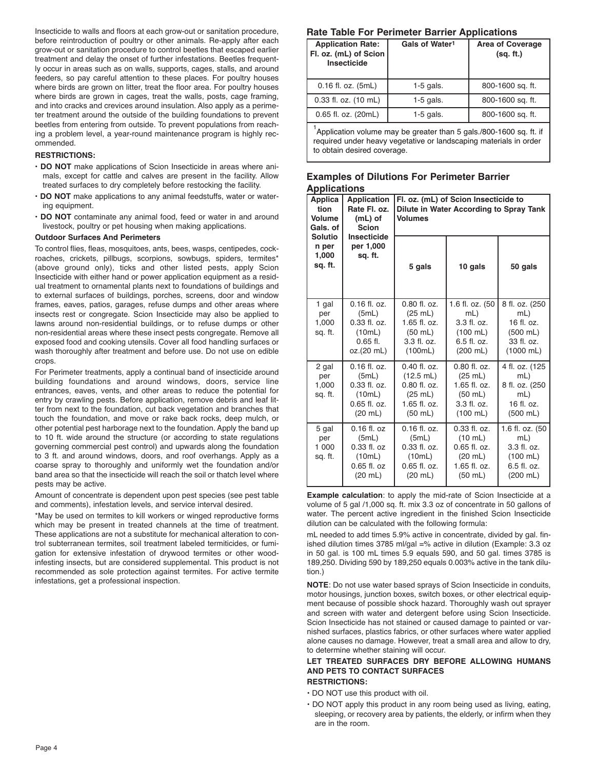Insecticide to walls and floors at each grow-out or sanitation procedure, before reintroduction of poultry or other animals. Re-apply after each grow-out or sanitation procedure to control beetles that escaped earlier treatment and delay the onset of further infestations. Beetles frequently occur in areas such as on walls, supports, cages, stalls, and around feeders, so pay careful attention to these places. For poultry houses where birds are grown on litter, treat the floor area. For poultry houses where birds are grown in cages, treat the walls, posts, cage framing, and into cracks and crevices around insulation. Also apply as a perimeter treatment around the outside of the building foundations to prevent beetles from entering from outside. To prevent populations from reaching a problem level, a year-round maintenance program is highly recommended.

**RESTRICTIONS:**

- **DO NOT** make applications of Scion Insecticide in areas where animals, except for cattle and calves are present in the facility. Allow treated surfaces to dry completely before restocking the facility.
- **DO NOT** make applications to any animal feedstuffs, water or watering equipment.
- **DO NOT** contaminate any animal food, feed or water in and around livestock, poultry or pet housing when making applications.

**Outdoor Surfaces And Perimeters**

To control flies, fleas, mosquitoes, ants, bees, wasps, centipedes, cockroaches, crickets, pillbugs, scorpions, sowbugs, spiders, termites* (above ground only), ticks and other listed pests, apply Scion Insecticide with either hand or power application equipment as a residual treatment to ornamental plants next to foundations of buildings and to external surfaces of buildings, porches, screens, door and window frames, eaves, patios, garages, refuse dumps and other areas where insects rest or congregate. Scion Insecticide may also be applied to lawns around non-residential buildings, or to refuse dumps or other non-residential areas where these insect pests congregate. Remove all exposed food and cooking utensils. Cover all food handling surfaces or wash thoroughly after treatment and before use. Do not use on edible crops.

For Perimeter treatments, apply a continual band of insecticide around building foundations and around windows, doors, service line entrances, eaves, vents, and other areas to reduce the potential for entry by crawling pests. Before application, remove debris and leaf litter from next to the foundation, cut back vegetation and branches that touch the foundation, and move or rake back rocks, deep mulch, or other potential pest harborage next to the foundation. Apply the band up to 10 ft. wide around the structure (or according to state regulations governing commercial pest control) and upwards along the foundation to 3 ft. and around windows, doors, and roof overhangs. Apply as a coarse spray to thoroughly and uniformly wet the foundation and/or band area so that the insecticide will reach the soil or thatch level where pests may be active.

Amount of concentrate is dependent upon pest species (see pest table and comments), infestation levels, and service interval desired.

*May be used on termites to kill workers or winged reproductive forms which may be present in treated channels at the time of treatment. These applications are not a substitute for mechanical alteration to control subterranean termites, soil treatment labeled termiticides, or fumigation for extensive infestation of drywood termites or other wood-infesting insects, but are considered supplemental. This product is not recommended as sole protection against termites. For active termite infestations, get a professional inspection.

## Rate Table For Perimeter Barrier Applications

| Application Rate: Fl. oz. (mL) of Scion Insecticide | Gals of Water[1] | Area of Coverage (sq. ft.) |
|---|---|---|
| 0.16 fl. oz. (5mL) | 1-5 gals. | 800-1600 sq. ft. |
| 0.33 fl. oz. (10 mL) | 1-5 gals. | 800-1600 sq. ft. |
| 0.65 fl. oz. (20mL) | 1-5 gals. | 800-1600 sq. ft. |

[1]Application volume may be greater than 5 gals./800-1600 sq. ft. if required under heavy vegetative or landscaping materials in order to obtain desired coverage.

## Examples of Dilutions For Perimeter Barrier Applications

| Application Volume Gals. of Solution per 1,000 sq. ft. | Application Rate Fl. oz. (mL) of Scion Insecticide per 1,000 sq. ft. | Fl. oz. (mL) of Scion Insecticide to Dilute in Water According to Spray Tank Volumes | | |
|---|---|---|---|---|
| | | 5 gals | 10 gals | 50 gals |
| 1 gal per 1,000 sq. ft. | 0.16 fl. oz. (5mL) 0.33 fl. oz. (10mL) 0.65 fl. oz.(20 mL) | 0.80 fl. oz. (25 mL) 1.65 fl. oz. (50 mL) 3.3 fl. oz. (100mL) | 1.6 fl. oz. (50 mL) 3.3 fl. oz. (100 mL) 6.5 fl. oz. (200 mL) | 8 fl. oz. (250 mL) 16 fl. oz. (500 mL) 33 fl. oz. (1000 mL) |
| 2 gal per 1,000 sq. ft. | 0.16 fl. oz. (5mL) 0.33 fl. oz. (10mL) 0.65 fl. oz. (20 mL) | 0.40 fl. oz. (12.5 mL) 0.80 fl. oz. (25 mL) 1.65 fl. oz. (50 mL) | 0.80 fl. oz. (25 mL) 1.65 fl. oz. (50 mL) 3.3 fl. oz. (100 mL) | 4 fl. oz. (125 mL) 8 fl. oz. (250 mL) 16 fl. oz. (500 mL) |
| 5 gal per 1 000 sq. ft. | 0.16 fl. oz (5mL) 0.33 fl. oz (10mL) 0.65 fl. oz (20 mL) | 0.16 fl. oz. (5mL) 0.33 fl. oz. (10mL) 0.65 fl. oz. (20 mL) | 0.33 fl. oz. (10 mL) 0.65 fl. oz. (20 mL) 1.65 fl. oz. (50 mL) | 1.6 fl. oz. (50 mL) 3.3 fl. oz. (100 mL) 6.5 fl. oz. (200 mL) |

**Example calculation**: to apply the mid-rate of Scion Insecticide at a volume of 5 gal /1,000 sq. ft. mix 3.3 oz of concentrate in 50 gallons of water. The percent active ingredient in the finished Scion Insecticide dilution can be calculated with the following formula:

mL needed to add times 5.9% active in concentrate, divided by gal. finished dilution times 3785 ml/gal =% active in dilution (Example: 3.3 oz in 50 gal. is 100 mL times 5.9 equals 590, and 50 gal. times 3785 is 189,250. Dividing 590 by 189,250 equals 0.003% active in the tank dilution.)

**NOTE**: Do not use water based sprays of Scion Insecticide in conduits, motor housings, junction boxes, switch boxes, or other electrical equipment because of possible shock hazard. Thoroughly wash out sprayer and screen with water and detergent before using Scion Insecticide. Scion Insecticide has not stained or caused damage to painted or varnished surfaces, plastics fabrics, or other surfaces where water applied alone causes no damage. However, treat a small area and allow to dry, to determine whether staining will occur.

**LET TREATED SURFACES DRY BEFORE ALLOWING HUMANS AND PETS TO CONTACT SURFACES**

**RESTRICTIONS:**

- DO NOT use this product with oil.
- DO NOT apply this product in any room being used as living, eating, sleeping, or recovery area by patients, the elderly, or infirm when they are in the room.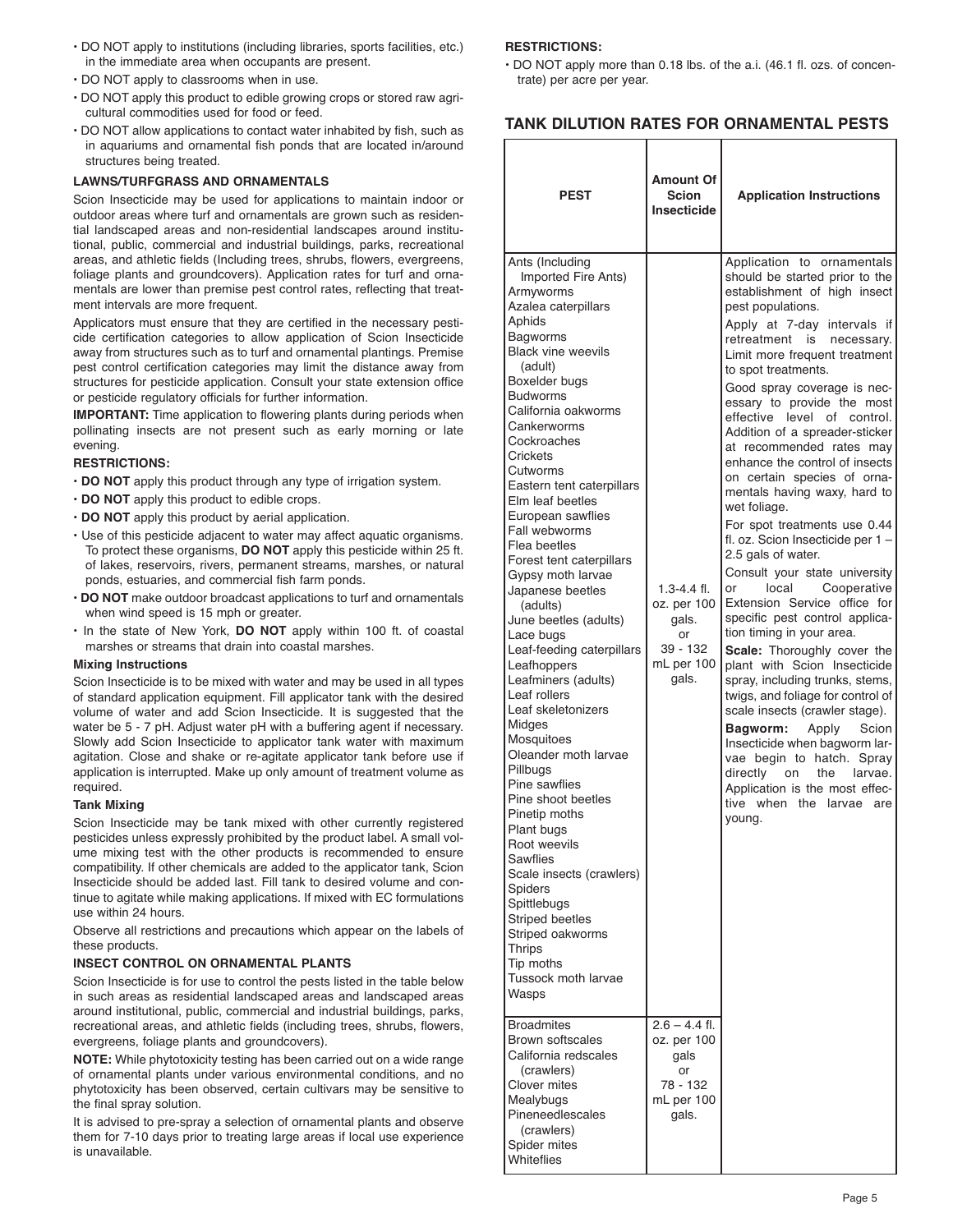- DO NOT apply to institutions (including libraries, sports facilities, etc.) in the immediate area when occupants are present.
- DO NOT apply to classrooms when in use.
- DO NOT apply this product to edible growing crops or stored raw agricultural commodities used for food or feed.
- DO NOT allow applications to contact water inhabited by fish, such as in aquariums and ornamental fish ponds that are located in/around structures being treated.

### LAWNS/TURFGRASS AND ORNAMENTALS

Scion Insecticide may be used for applications to maintain indoor or outdoor areas where turf and ornamentals are grown such as residential landscaped areas and non-residential landscapes around institutional, public, commercial and industrial buildings, parks, recreational areas, and athletic fields (Including trees, shrubs, flowers, evergreens, foliage plants and groundcovers). Application rates for turf and ornamentals are lower than premise pest control rates, reflecting that treatment intervals are more frequent.

Applicators must ensure that they are certified in the necessary pesticide certification categories to allow application of Scion Insecticide away from structures such as to turf and ornamental plantings. Premise pest control certification categories may limit the distance away from structures for pesticide application. Consult your state extension office or pesticide regulatory officials for further information.

**IMPORTANT:** Time application to flowering plants during periods when pollinating insects are not present such as early morning or late evening.

#### RESTRICTIONS:

- **DO NOT** apply this product through any type of irrigation system.
- **DO NOT** apply this product to edible crops.
- **DO NOT** apply this product by aerial application.
- Use of this pesticide adjacent to water may affect aquatic organisms. To protect these organisms, **DO NOT** apply this pesticide within 25 ft. of lakes, reservoirs, rivers, permanent streams, marshes, or natural ponds, estuaries, and commercial fish farm ponds.
- **DO NOT** make outdoor broadcast applications to turf and ornamentals when wind speed is 15 mph or greater.
- In the state of New York, **DO NOT** apply within 100 ft. of coastal marshes or streams that drain into coastal marshes.

#### Mixing Instructions

Scion Insecticide is to be mixed with water and may be used in all types of standard application equipment. Fill applicator tank with the desired volume of water and add Scion Insecticide. It is suggested that the water be 5 - 7 pH. Adjust water pH with a buffering agent if necessary. Slowly add Scion Insecticide to applicator tank water with maximum agitation. Close and shake or re-agitate applicator tank before use if application is interrupted. Make up only amount of treatment volume as required.

#### Tank Mixing

Scion Insecticide may be tank mixed with other currently registered pesticides unless expressly prohibited by the product label. A small volume mixing test with the other products is recommended to ensure compatibility. If other chemicals are added to the applicator tank, Scion Insecticide should be added last. Fill tank to desired volume and continue to agitate while making applications. If mixed with EC formulations use within 24 hours.

Observe all restrictions and precautions which appear on the labels of these products.

### INSECT CONTROL ON ORNAMENTAL PLANTS

Scion Insecticide is for use to control the pests listed in the table below in such areas as residential landscaped areas and landscaped areas around institutional, public, commercial and industrial buildings, parks, recreational areas, and athletic fields (including trees, shrubs, flowers, evergreens, foliage plants and groundcovers).

**NOTE:** While phytotoxicity testing has been carried out on a wide range of ornamental plants under various environmental conditions, and no phytotoxicity has been observed, certain cultivars may be sensitive to the final spray solution.

It is advised to pre-spray a selection of ornamental plants and observe them for 7-10 days prior to treating large areas if local use experience is unavailable.

#### RESTRICTIONS:

- DO NOT apply more than 0.18 lbs. of the a.i. (46.1 fl. ozs. of concentrate) per acre per year.

## TANK DILUTION RATES FOR ORNAMENTAL PESTS

| PEST | Amount Of Scion Insecticide | Application Instructions |
|---|---|---|
| Ants (Including Imported Fire Ants)<br>Armyworms<br>Azalea caterpillars<br>Aphids<br>Bagworms<br>Black vine weevils (adult)<br>Boxelder bugs<br>Budworms<br>California oakworms<br>Cankerworms<br>Cockroaches<br>Crickets<br>Cutworms<br>Eastern tent caterpillars<br>Elm leaf beetles<br>European sawflies<br>Fall webworms<br>Flea beetles<br>Forest tent caterpillars<br>Gypsy moth larvae<br>Japanese beetles (adults)<br>June beetles (adults)<br>Lace bugs<br>Leaf-feeding caterpillars<br>Leafhoppers<br>Leafminers (adults)<br>Leaf rollers<br>Leaf skeletonizers<br>Midges<br>Mosquitoes<br>Oleander moth larvae<br>Pillbugs<br>Pine sawflies<br>Pine shoot beetles<br>Pinetip moths<br>Plant bugs<br>Root weevils<br>Sawflies<br>Scale insects (crawlers)<br>Spiders<br>Spittlebugs<br>Striped beetles<br>Striped oakworms<br>Thrips<br>Tip moths<br>Tussock moth larvae<br>Wasps | 1.3-4.4 fl. oz. per 100 gals. or 39 - 132 mL per 100 gals. | Application to ornamentals should be started prior to the establishment of high insect pest populations.<br>Apply at 7-day intervals if retreatment is necessary. Limit more frequent treatment to spot treatments.<br>Good spray coverage is necessary to provide the most effective level of control. Addition of a spreader-sticker at recommended rates may enhance the control of insects on certain species of ornamentals having waxy, hard to wet foliage.<br>For spot treatments use 0.44 fl. oz. Scion Insecticide per 1 – 2.5 gals of water.<br>Consult your state university or local Cooperative Extension Service office for specific pest control application timing in your area.<br>**Scale:** Thoroughly cover the plant with Scion Insecticide spray, including trunks, stems, twigs, and foliage for control of scale insects (crawler stage).<br>**Bagworm:** Apply Scion Insecticide when bagworm larvae begin to hatch. Spray directly on the larvae. Application is the most effective when the larvae are young. |
| Broadmites<br>Brown softscales<br>California redscales (crawlers)<br>Clover mites<br>Mealybugs<br>Pineneedlescales (crawlers)<br>Spider mites<br>Whiteflies | 2.6 – 4.4 fl. oz. per 100 gals or 78 - 132 mL per 100 gals. | |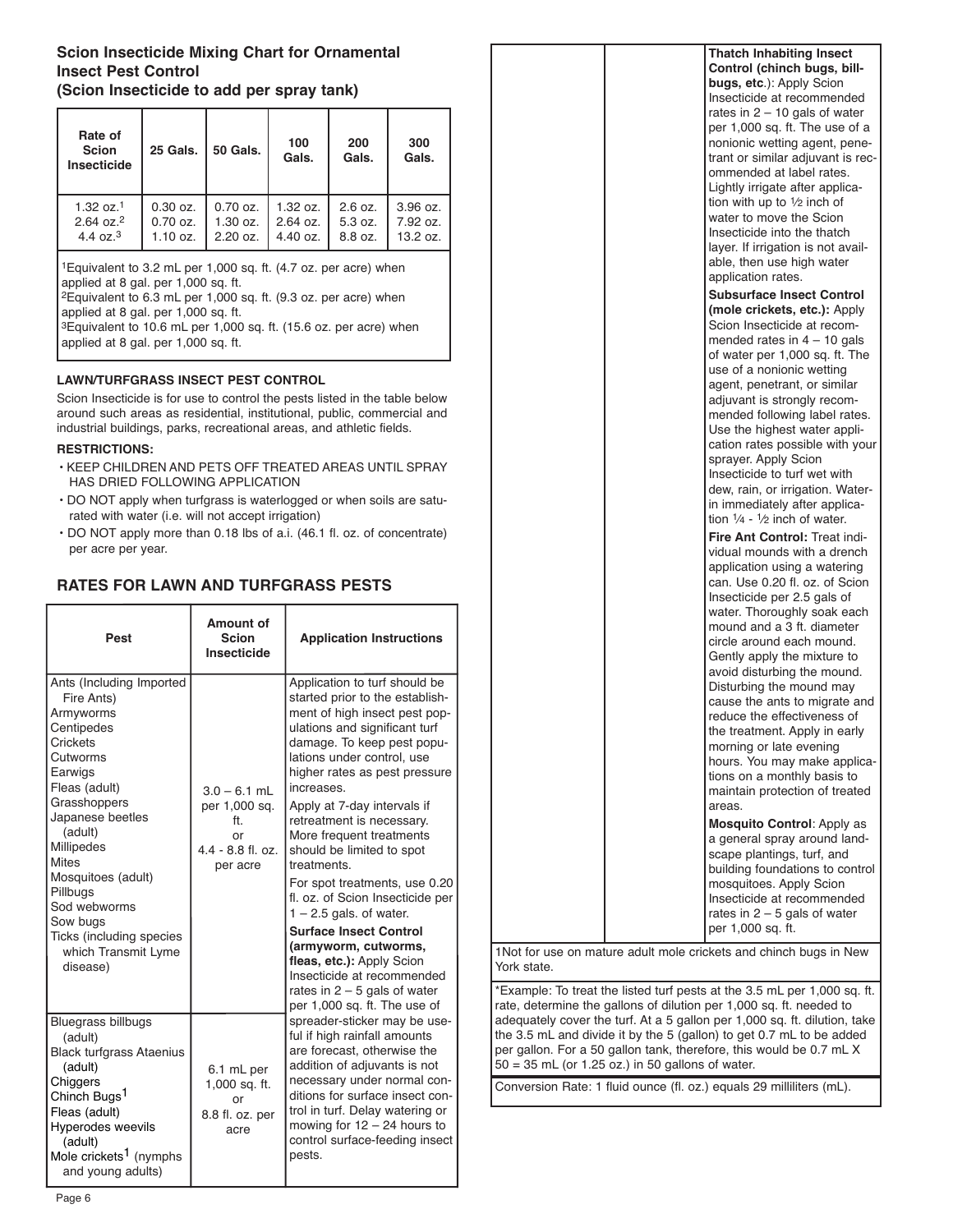### Scion Insecticide Mixing Chart for Ornamental Insect Pest Control (Scion Insecticide to add per spray tank)

| Rate of Scion Insecticide | 25 Gals. | 50 Gals. | 100 Gals. | 200 Gals. | 300 Gals. |
|---|---|---|---|---|---|
| 1.32 oz.[1] | 0.30 oz. | 0.70 oz. | 1.32 oz. | 2.6 oz. | 3.96 oz. |
| 2.64 oz.[2] | 0.70 oz. | 1.30 oz. | 2.64 oz. | 5.3 oz. | 7.92 oz. |
| 4.4 oz.[3] | 1.10 oz. | 2.20 oz. | 4.40 oz. | 8.8 oz. | 13.2 oz. |

[1]Equivalent to 3.2 mL per 1,000 sq. ft. (4.7 oz. per acre) when applied at 8 gal. per 1,000 sq. ft.
[2]Equivalent to 6.3 mL per 1,000 sq. ft. (9.3 oz. per acre) when applied at 8 gal. per 1,000 sq. ft.
[3]Equivalent to 10.6 mL per 1,000 sq. ft. (15.6 oz. per acre) when applied at 8 gal. per 1,000 sq. ft.

**LAWN/TURFGRASS INSECT PEST CONTROL**

Scion Insecticide is for use to control the pests listed in the table below around such areas as residential, institutional, public, commercial and industrial buildings, parks, recreational areas, and athletic fields.

**RESTRICTIONS:**

- KEEP CHILDREN AND PETS OFF TREATED AREAS UNTIL SPRAY HAS DRIED FOLLOWING APPLICATION
- DO NOT apply when turfgrass is waterlogged or when soils are saturated with water (i.e. will not accept irrigation)
- DO NOT apply more than 0.18 lbs of a.i. (46.1 fl. oz. of concentrate) per acre per year.

## RATES FOR LAWN AND TURFGRASS PESTS

| Pest | Amount of Scion Insecticide | Application Instructions |
|---|---|---|
| Ants (Including Imported Fire Ants)<br>Armyworms<br>Centipedes<br>Crickets<br>Cutworms<br>Earwigs<br>Fleas (adult)<br>Grasshoppers<br>Japanese beetles (adult)<br>Millipedes<br>Mites<br>Mosquitoes (adult)<br>Pillbugs<br>Sod webworms<br>Sow bugs<br>Ticks (including species which Transmit Lyme disease) | 3.0 – 6.1 mL per 1,000 sq. ft. or 4.4 - 8.8 fl. oz. per acre | Application to turf should be started prior to the establishment of high insect pest populations and significant turf damage. To keep pest populations under control, use higher rates as pest pressure increases.<br>Apply at 7-day intervals if retreatment is necessary. More frequent treatments should be limited to spot treatments.<br>For spot treatments, use 0.20 fl. oz. of Scion Insecticide per 1 – 2.5 gals. of water.<br>**Surface Insect Control (armyworm, cutworms, fleas, etc.):** Apply Scion Insecticide at recommended rates in 2 – 5 gals of water per 1,000 sq. ft. The use of spreader-sticker may be useful if high rainfall amounts are forecast, otherwise the addition of adjuvants is not necessary under normal conditions for surface insect control in turf. Delay watering or mowing for 12 – 24 hours to control surface-feeding insect pests.<br>**Thatch Inhabiting Insect Control (chinch bugs, billbugs, etc.)**: Apply Scion Insecticide at recommended rates in 2 – 10 gals of water per 1,000 sq. ft. The use of a nonionic wetting agent, penetrant or similar adjuvant is recommended at label rates. Lightly irrigate after application with up to ½ inch of water to move the Scion Insecticide into the thatch layer. If irrigation is not available, then use high water application rates.<br>**Subsurface Insect Control (mole crickets, etc.):** Apply Scion Insecticide at recommended rates in 4 – 10 gals of water per 1,000 sq. ft. The use of a nonionic wetting agent, penetrant, or similar adjuvant is strongly recommended following label rates. Use the highest water application rates possible with your sprayer. Apply Scion Insecticide to turf wet with dew, rain, or irrigation. Water-in immediately after application ¼ - ½ inch of water.<br>**Fire Ant Control:** Treat individual mounds with a drench application using a watering can. Use 0.20 fl. oz. of Scion Insecticide per 2.5 gals of water. Thoroughly soak each mound and a 3 ft. diameter circle around each mound. Gently apply the mixture to avoid disturbing the mound. Disturbing the mound may cause the ants to migrate and reduce the effectiveness of the treatment. Apply in early morning or late evening hours. You may make applications on a monthly basis to maintain protection of treated areas.<br>**Mosquito Control**: Apply as a general spray around landscape plantings, turf, and building foundations to control mosquitoes. Apply Scion Insecticide at recommended rates in 2 – 5 gals of water per 1,000 sq. ft. |
| Bluegrass billbugs (adult)<br>Black turfgrass Ataenius (adult)<br>Chiggers<br>Chinch Bugs[1]<br>Fleas (adult)<br>Hyperodes weevils (adult)<br>Mole crickets[1] (nymphs and young adults) | 6.1 mL per 1,000 sq. ft. or 8.8 fl. oz. per acre | |

[1]Not for use on mature adult mole crickets and chinch bugs in New York state.

*Example: To treat the listed turf pests at the 3.5 mL per 1,000 sq. ft. rate, determine the gallons of dilution per 1,000 sq. ft. needed to adequately cover the turf. At a 5 gallon per 1,000 sq. ft. dilution, take the 3.5 mL and divide it by the 5 (gallon) to get 0.7 mL to be added per gallon. For a 50 gallon tank, therefore, this would be 0.7 mL X 50 = 35 mL (or 1.25 oz.) in 50 gallons of water.

Conversion Rate: 1 fluid ounce (fl. oz.) equals 29 milliliters (mL).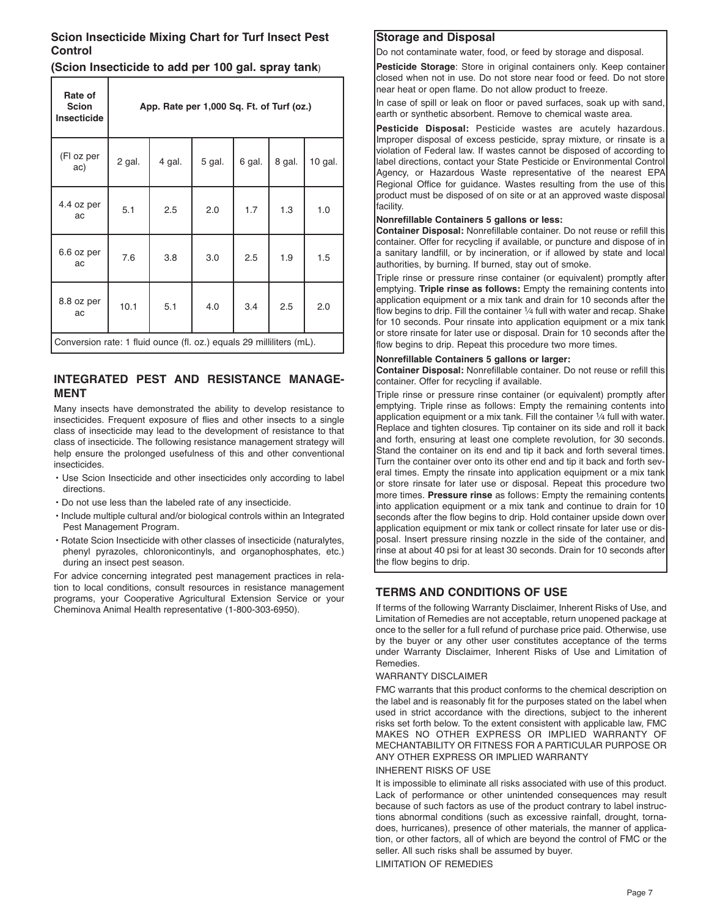### Scion Insecticide Mixing Chart for Turf Insect Pest Control

**(Scion Insecticide to add per 100 gal. spray tank)**

| Rate of Scion Insecticide | App. Rate per 1,000 Sq. Ft. of Turf (oz.) | | | | | |
|---|---|---|---|---|---|---|
| (Fl oz per ac) | 2 gal. | 4 gal. | 5 gal. | 6 gal. | 8 gal. | 10 gal. |
| 4.4 oz per ac | 5.1 | 2.5 | 2.0 | 1.7 | 1.3 | 1.0 |
| 6.6 oz per ac | 7.6 | 3.8 | 3.0 | 2.5 | 1.9 | 1.5 |
| 8.8 oz per ac | 10.1 | 5.1 | 4.0 | 3.4 | 2.5 | 2.0 |
| Conversion rate: 1 fluid ounce (fl. oz.) equals 29 milliliters (mL). | | | | | | |

## INTEGRATED PEST AND RESISTANCE MANAGEMENT

Many insects have demonstrated the ability to develop resistance to insecticides. Frequent exposure of flies and other insects to a single class of insecticide may lead to the development of resistance to that class of insecticide. The following resistance management strategy will help ensure the prolonged usefulness of this and other conventional insecticides.

- Use Scion Insecticide and other insecticides only according to label directions.
- Do not use less than the labeled rate of any insecticide.
- Include multiple cultural and/or biological controls within an Integrated Pest Management Program.
- Rotate Scion Insecticide with other classes of insecticide (naturalytes, phenyl pyrazoles, chloronicontinyls, and organophosphates, etc.) during an insect pest season.

For advice concerning integrated pest management practices in relation to local conditions, consult resources in resistance management programs, your Cooperative Agricultural Extension Service or your Cheminova Animal Health representative (1-800-303-6950).

### Storage and Disposal

Do not contaminate water, food, or feed by storage and disposal.

**Pesticide Storage**: Store in original containers only. Keep container closed when not in use. Do not store near food or feed. Do not store near heat or open flame. Do not allow product to freeze.

In case of spill or leak on floor or paved surfaces, soak up with sand, earth or synthetic absorbent. Remove to chemical waste area.

**Pesticide Disposal:** Pesticide wastes are acutely hazardous. Improper disposal of excess pesticide, spray mixture, or rinsate is a violation of Federal law. If wastes cannot be disposed of according to label directions, contact your State Pesticide or Environmental Control Agency, or Hazardous Waste representative of the nearest EPA Regional Office for guidance. Wastes resulting from the use of this product must be disposed of on site or at an approved waste disposal facility.

**Nonrefillable Containers 5 gallons or less:**

**Container Disposal:** Nonrefillable container. Do not reuse or refill this container. Offer for recycling if available, or puncture and dispose of in a sanitary landfill, or by incineration, or if allowed by state and local authorities, by burning. If burned, stay out of smoke.

Triple rinse or pressure rinse container (or equivalent) promptly after emptying. **Triple rinse as follows:** Empty the remaining contents into application equipment or a mix tank and drain for 10 seconds after the flow begins to drip. Fill the container ¼ full with water and recap. Shake for 10 seconds. Pour rinsate into application equipment or a mix tank or store rinsate for later use or disposal. Drain for 10 seconds after the flow begins to drip. Repeat this procedure two more times.

**Nonrefillable Containers 5 gallons or larger:**

**Container Disposal:** Nonrefillable container. Do not reuse or refill this container. Offer for recycling if available.

Triple rinse or pressure rinse container (or equivalent) promptly after emptying. Triple rinse as follows: Empty the remaining contents into application equipment or a mix tank. Fill the container ¼ full with water. Replace and tighten closures. Tip container on its side and roll it back and forth, ensuring at least one complete revolution, for 30 seconds. Stand the container on its end and tip it back and forth several times. Turn the container over onto its other end and tip it back and forth several times. Empty the rinsate into application equipment or a mix tank or store rinsate for later use or disposal. Repeat this procedure two more times. **Pressure rinse** as follows: Empty the remaining contents into application equipment or a mix tank and continue to drain for 10 seconds after the flow begins to drip. Hold container upside down over application equipment or mix tank or collect rinsate for later use or disposal. Insert pressure rinsing nozzle in the side of the container, and rinse at about 40 psi for at least 30 seconds. Drain for 10 seconds after the flow begins to drip.

## TERMS AND CONDITIONS OF USE

If terms of the following Warranty Disclaimer, Inherent Risks of Use, and Limitation of Remedies are not acceptable, return unopened package at once to the seller for a full refund of purchase price paid. Otherwise, use by the buyer or any other user constitutes acceptance of the terms under Warranty Disclaimer, Inherent Risks of Use and Limitation of Remedies.

WARRANTY DISCLAIMER

FMC warrants that this product conforms to the chemical description on the label and is reasonably fit for the purposes stated on the label when used in strict accordance with the directions, subject to the inherent risks set forth below. To the extent consistent with applicable law, FMC MAKES NO OTHER EXPRESS OR IMPLIED WARRANTY OF MECHANTABILITY OR FITNESS FOR A PARTICULAR PURPOSE OR ANY OTHER EXPRESS OR IMPLIED WARRANTY

INHERENT RISKS OF USE

It is impossible to eliminate all risks associated with use of this product. Lack of performance or other unintended consequences may result because of such factors as use of the product contrary to label instructions abnormal conditions (such as excessive rainfall, drought, tornadoes, hurricanes), presence of other materials, the manner of application, or other factors, all of which are beyond the control of FMC or the seller. All such risks shall be assumed by buyer.

LIMITATION OF REMEDIES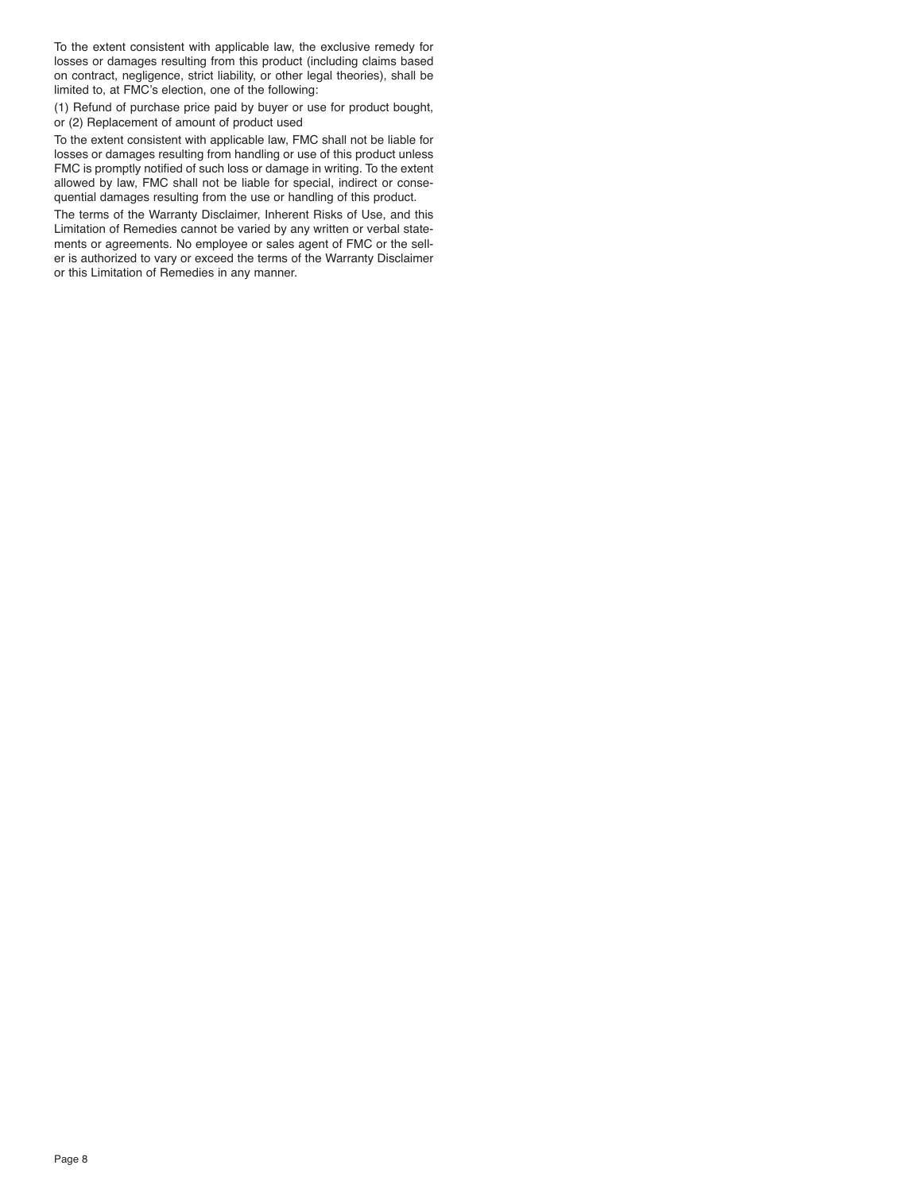To the extent consistent with applicable law, the exclusive remedy for losses or damages resulting from this product (including claims based on contract, negligence, strict liability, or other legal theories), shall be limited to, at FMC's election, one of the following:

(1) Refund of purchase price paid by buyer or use for product bought, or (2) Replacement of amount of product used

To the extent consistent with applicable law, FMC shall not be liable for losses or damages resulting from handling or use of this product unless FMC is promptly notified of such loss or damage in writing. To the extent allowed by law, FMC shall not be liable for special, indirect or consequential damages resulting from the use or handling of this product.

The terms of the Warranty Disclaimer, Inherent Risks of Use, and this Limitation of Remedies cannot be varied by any written or verbal statements or agreements. No employee or sales agent of FMC or the seller is authorized to vary or exceed the terms of the Warranty Disclaimer or this Limitation of Remedies in any manner.